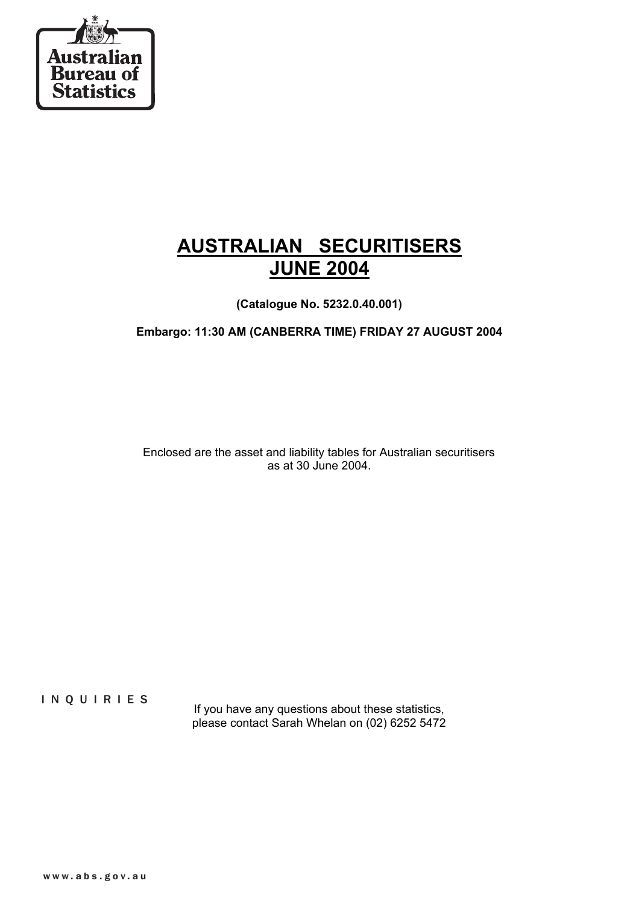Australian Bureau of Statistics

# AUSTRALIAN SECURITISERS JUNE 2004

**(Catalogue No. 5232.0.40.001)**

**Embargo: 11:30 AM (CANBERRA TIME) FRIDAY 27 AUGUST 2004**

Enclosed are the asset and liability tables for Australian securitisers as at 30 June 2004.

INQUIRIES

If you have any questions about these statistics, please contact Sarah Whelan on (02) 6252 5472

www.abs.gov.au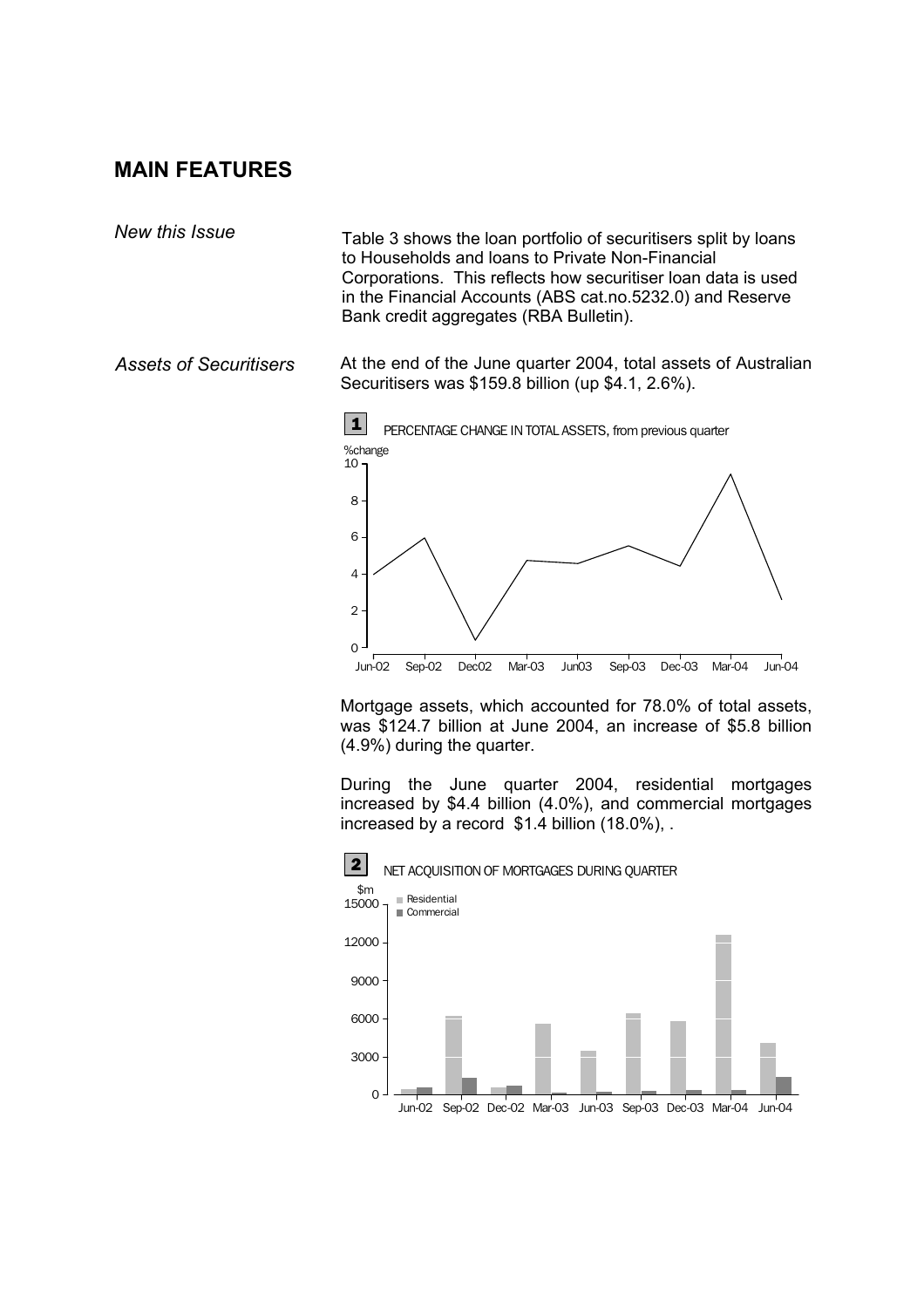## MAIN FEATURES

*New this Issue*

Table 3 shows the loan portfolio of securitisers split by loans to Households and loans to Private Non-Financial Corporations. This reflects how securitiser loan data is used in the Financial Accounts (ABS cat.no.5232.0) and Reserve Bank credit aggregates (RBA Bulletin).

*Assets of Securitisers*

At the end of the June quarter 2004, total assets of Australian Securitisers was $159.8 billion (up $4.1, 2.6%).

**1** PERCENTAGE CHANGE IN TOTAL ASSETS, from previous quarter

Mortgage assets, which accounted for 78.0% of total assets, was $124.7 billion at June 2004, an increase of $5.8 billion (4.9%) during the quarter.

During the June quarter 2004, residential mortgages increased by $4.4 billion (4.0%), and commercial mortgages increased by a record $1.4 billion (18.0%), .

**2** NET ACQUISITION OF MORTGAGES DURING QUARTER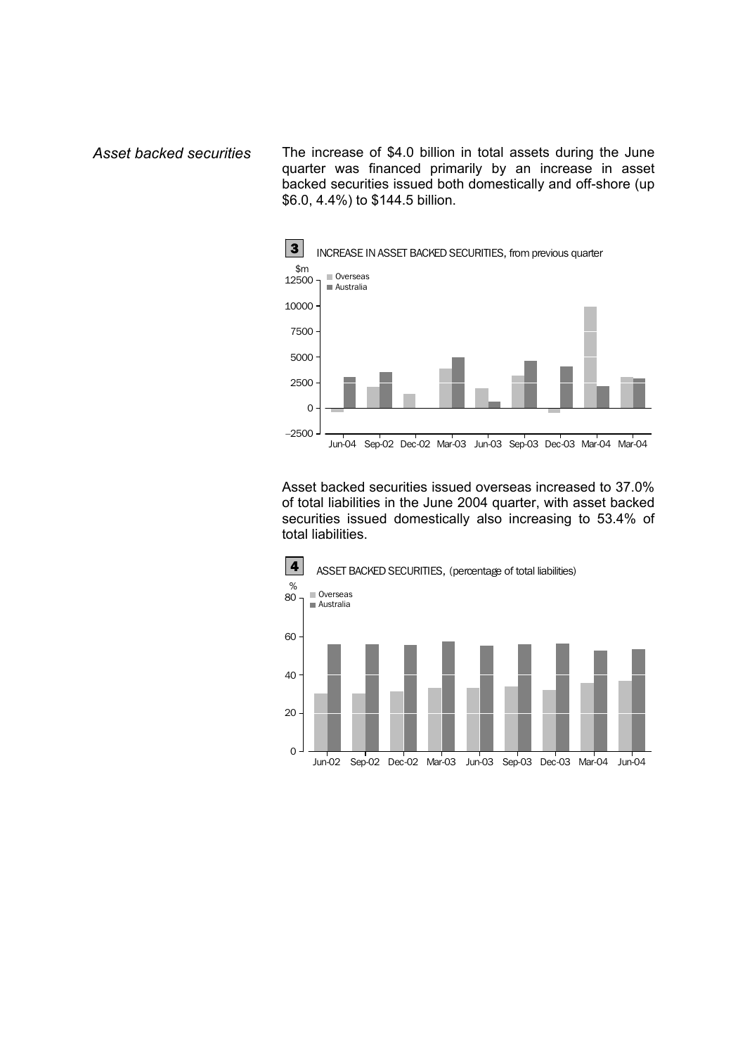*Asset backed securities*

The increase of $4.0 billion in total assets during the June quarter was financed primarily by an increase in asset backed securities issued both domestically and off-shore (up $6.0, 4.4%) to $144.5 billion.

**3** INCREASE IN ASSET BACKED SECURITIES, from previous quarter

Asset backed securities issued overseas increased to 37.0% of total liabilities in the June 2004 quarter, with asset backed securities issued domestically also increasing to 53.4% of total liabilities.

**4** ASSET BACKED SECURITIES, (percentage of total liabilities)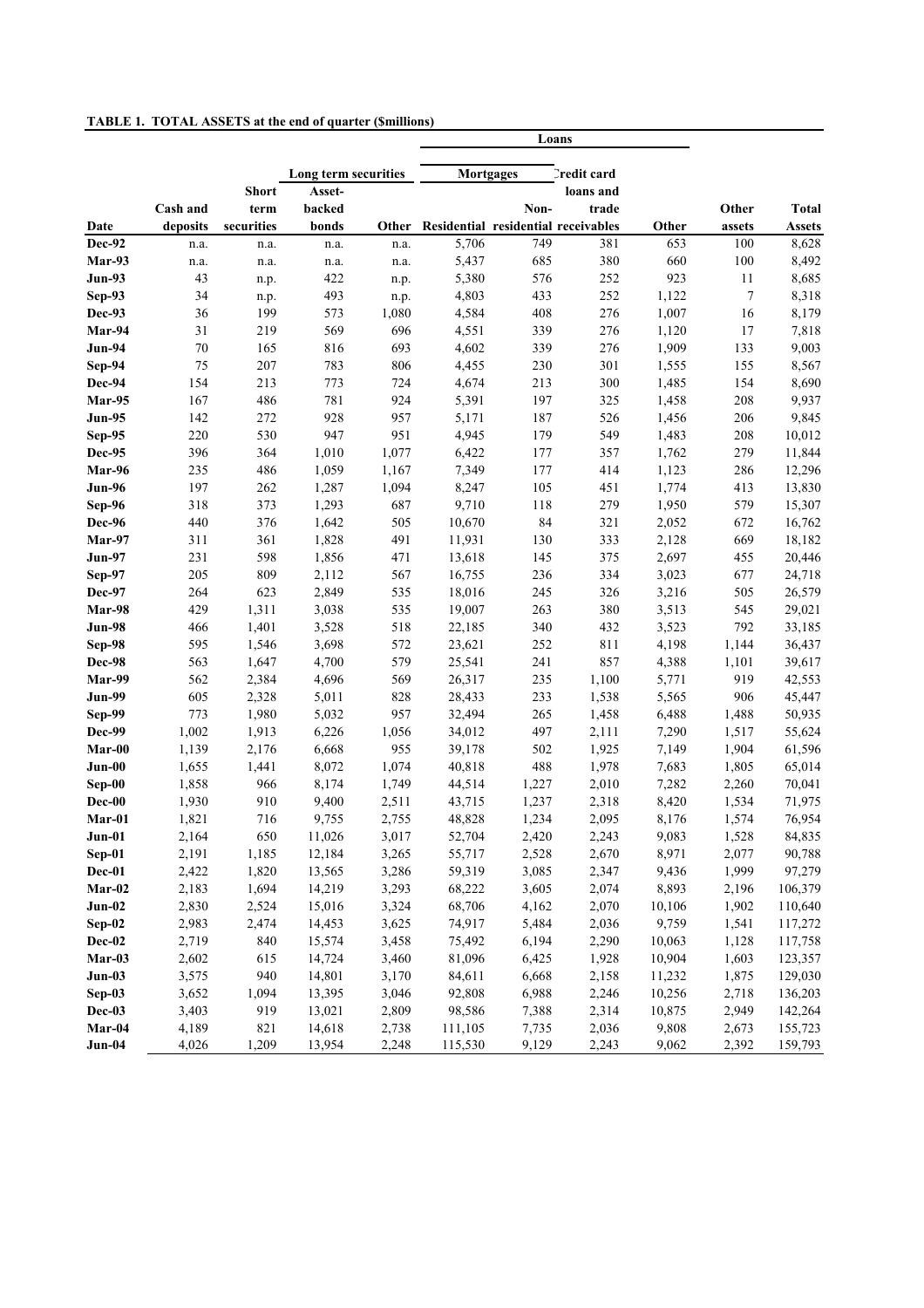**TABLE 1. TOTAL ASSETS at the end of quarter ($millions)**

| | | | | | Loans | | | | | |
|---|---|---|---|---|---|---|---|---|---|---|
| | | | Long term securities | | Mortgages | | Credit card | | | |
| | | Short | Asset- | | | | loans and | | | |
| | Cash and | term | backed | | | Non- | trade | | Other | Total |
| Date | deposits | securities | bonds | Other | Residential | residential | receivables | Other | assets | Assets |
| Dec-92 | n.a. | n.a. | n.a. | n.a. | 5,706 | 749 | 381 | 653 | 100 | 8,628 |
| Mar-93 | n.a. | n.a. | n.a. | n.a. | 5,437 | 685 | 380 | 660 | 100 | 8,492 |
| Jun-93 | 43 | n.p. | 422 | n.p. | 5,380 | 576 | 252 | 923 | 11 | 8,685 |
| Sep-93 | 34 | n.p. | 493 | n.p. | 4,803 | 433 | 252 | 1,122 | 7 | 8,318 |
| Dec-93 | 36 | 199 | 573 | 1,080 | 4,584 | 408 | 276 | 1,007 | 16 | 8,179 |
| Mar-94 | 31 | 219 | 569 | 696 | 4,551 | 339 | 276 | 1,120 | 17 | 7,818 |
| Jun-94 | 70 | 165 | 816 | 693 | 4,602 | 339 | 276 | 1,909 | 133 | 9,003 |
| Sep-94 | 75 | 207 | 783 | 806 | 4,455 | 230 | 301 | 1,555 | 155 | 8,567 |
| Dec-94 | 154 | 213 | 773 | 724 | 4,674 | 213 | 300 | 1,485 | 154 | 8,690 |
| Mar-95 | 167 | 486 | 781 | 924 | 5,391 | 197 | 325 | 1,458 | 208 | 9,937 |
| Jun-95 | 142 | 272 | 928 | 957 | 5,171 | 187 | 526 | 1,456 | 206 | 9,845 |
| Sep-95 | 220 | 530 | 947 | 951 | 4,945 | 179 | 549 | 1,483 | 208 | 10,012 |
| Dec-95 | 396 | 364 | 1,010 | 1,077 | 6,422 | 177 | 357 | 1,762 | 279 | 11,844 |
| Mar-96 | 235 | 486 | 1,059 | 1,167 | 7,349 | 177 | 414 | 1,123 | 286 | 12,296 |
| Jun-96 | 197 | 262 | 1,287 | 1,094 | 8,247 | 105 | 451 | 1,774 | 413 | 13,830 |
| Sep-96 | 318 | 373 | 1,293 | 687 | 9,710 | 118 | 279 | 1,950 | 579 | 15,307 |
| Dec-96 | 440 | 376 | 1,642 | 505 | 10,670 | 84 | 321 | 2,052 | 672 | 16,762 |
| Mar-97 | 311 | 361 | 1,828 | 491 | 11,931 | 130 | 333 | 2,128 | 669 | 18,182 |
| Jun-97 | 231 | 598 | 1,856 | 471 | 13,618 | 145 | 375 | 2,697 | 455 | 20,446 |
| Sep-97 | 205 | 809 | 2,112 | 567 | 16,755 | 236 | 334 | 3,023 | 677 | 24,718 |
| Dec-97 | 264 | 623 | 2,849 | 535 | 18,016 | 245 | 326 | 3,216 | 505 | 26,579 |
| Mar-98 | 429 | 1,311 | 3,038 | 535 | 19,007 | 263 | 380 | 3,513 | 545 | 29,021 |
| Jun-98 | 466 | 1,401 | 3,528 | 518 | 22,185 | 340 | 432 | 3,523 | 792 | 33,185 |
| Sep-98 | 595 | 1,546 | 3,698 | 572 | 23,621 | 252 | 811 | 4,198 | 1,144 | 36,437 |
| Dec-98 | 563 | 1,647 | 4,700 | 579 | 25,541 | 241 | 857 | 4,388 | 1,101 | 39,617 |
| Mar-99 | 562 | 2,384 | 4,696 | 569 | 26,317 | 235 | 1,100 | 5,771 | 919 | 42,553 |
| Jun-99 | 605 | 2,328 | 5,011 | 828 | 28,433 | 233 | 1,538 | 5,565 | 906 | 45,447 |
| Sep-99 | 773 | 1,980 | 5,032 | 957 | 32,494 | 265 | 1,458 | 6,488 | 1,488 | 50,935 |
| Dec-99 | 1,002 | 1,913 | 6,226 | 1,056 | 34,012 | 497 | 2,111 | 7,290 | 1,517 | 55,624 |
| Mar-00 | 1,139 | 2,176 | 6,668 | 955 | 39,178 | 502 | 1,925 | 7,149 | 1,904 | 61,596 |
| Jun-00 | 1,655 | 1,441 | 8,072 | 1,074 | 40,818 | 488 | 1,978 | 7,683 | 1,805 | 65,014 |
| Sep-00 | 1,858 | 966 | 8,174 | 1,749 | 44,514 | 1,227 | 2,010 | 7,282 | 2,260 | 70,041 |
| Dec-00 | 1,930 | 910 | 9,400 | 2,511 | 43,715 | 1,237 | 2,318 | 8,420 | 1,534 | 71,975 |
| Mar-01 | 1,821 | 716 | 9,755 | 2,755 | 48,828 | 1,234 | 2,095 | 8,176 | 1,574 | 76,954 |
| Jun-01 | 2,164 | 650 | 11,026 | 3,017 | 52,704 | 2,420 | 2,243 | 9,083 | 1,528 | 84,835 |
| Sep-01 | 2,191 | 1,185 | 12,184 | 3,265 | 55,717 | 2,528 | 2,670 | 8,971 | 2,077 | 90,788 |
| Dec-01 | 2,422 | 1,820 | 13,565 | 3,286 | 59,319 | 3,085 | 2,347 | 9,436 | 1,999 | 97,279 |
| Mar-02 | 2,183 | 1,694 | 14,219 | 3,293 | 68,222 | 3,605 | 2,074 | 8,893 | 2,196 | 106,379 |
| Jun-02 | 2,830 | 2,524 | 15,016 | 3,324 | 68,706 | 4,162 | 2,070 | 10,106 | 1,902 | 110,640 |
| Sep-02 | 2,983 | 2,474 | 14,453 | 3,625 | 74,917 | 5,484 | 2,036 | 9,759 | 1,541 | 117,272 |
| Dec-02 | 2,719 | 840 | 15,574 | 3,458 | 75,492 | 6,194 | 2,290 | 10,063 | 1,128 | 117,758 |
| Mar-03 | 2,602 | 615 | 14,724 | 3,460 | 81,096 | 6,425 | 1,928 | 10,904 | 1,603 | 123,357 |
| Jun-03 | 3,575 | 940 | 14,801 | 3,170 | 84,611 | 6,668 | 2,158 | 11,232 | 1,875 | 129,030 |
| Sep-03 | 3,652 | 1,094 | 13,395 | 3,046 | 92,808 | 6,988 | 2,246 | 10,256 | 2,718 | 136,203 |
| Dec-03 | 3,403 | 919 | 13,021 | 2,809 | 98,586 | 7,388 | 2,314 | 10,875 | 2,949 | 142,264 |
| Mar-04 | 4,189 | 821 | 14,618 | 2,738 | 111,105 | 7,735 | 2,036 | 9,808 | 2,673 | 155,723 |
| Jun-04 | 4,026 | 1,209 | 13,954 | 2,248 | 115,530 | 9,129 | 2,243 | 9,062 | 2,392 | 159,793 |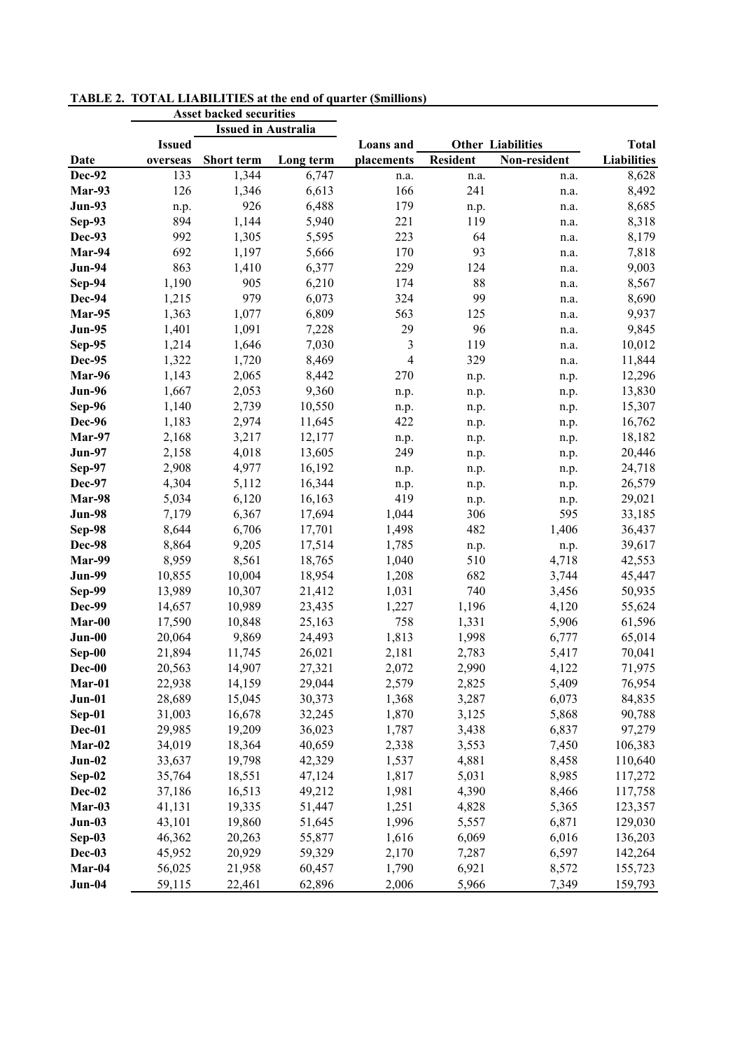**TABLE 2. TOTAL LIABILITIES at the end of quarter ($millions)**

| | Asset backed securities | | | | | | |
|---|---|---|---|---|---|---|---|
| | | Issued in Australia | | | | | |
| | Issued | | | Loans and | Other Liabilities | | Total |
| Date | overseas | Short term | Long term | placements | Resident | Non-resident | Liabilities |
| Dec-92 | 133 | 1,344 | 6,747 | n.a. | n.a. | n.a. | 8,628 |
| Mar-93 | 126 | 1,346 | 6,613 | 166 | 241 | n.a. | 8,492 |
| Jun-93 | n.p. | 926 | 6,488 | 179 | n.p. | n.a. | 8,685 |
| Sep-93 | 894 | 1,144 | 5,940 | 221 | 119 | n.a. | 8,318 |
| Dec-93 | 992 | 1,305 | 5,595 | 223 | 64 | n.a. | 8,179 |
| Mar-94 | 692 | 1,197 | 5,666 | 170 | 93 | n.a. | 7,818 |
| Jun-94 | 863 | 1,410 | 6,377 | 229 | 124 | n.a. | 9,003 |
| Sep-94 | 1,190 | 905 | 6,210 | 174 | 88 | n.a. | 8,567 |
| Dec-94 | 1,215 | 979 | 6,073 | 324 | 99 | n.a. | 8,690 |
| Mar-95 | 1,363 | 1,077 | 6,809 | 563 | 125 | n.a. | 9,937 |
| Jun-95 | 1,401 | 1,091 | 7,228 | 29 | 96 | n.a. | 9,845 |
| Sep-95 | 1,214 | 1,646 | 7,030 | 3 | 119 | n.a. | 10,012 |
| Dec-95 | 1,322 | 1,720 | 8,469 | 4 | 329 | n.a. | 11,844 |
| Mar-96 | 1,143 | 2,065 | 8,442 | 270 | n.p. | n.p. | 12,296 |
| Jun-96 | 1,667 | 2,053 | 9,360 | n.p. | n.p. | n.p. | 13,830 |
| Sep-96 | 1,140 | 2,739 | 10,550 | n.p. | n.p. | n.p. | 15,307 |
| Dec-96 | 1,183 | 2,974 | 11,645 | 422 | n.p. | n.p. | 16,762 |
| Mar-97 | 2,168 | 3,217 | 12,177 | n.p. | n.p. | n.p. | 18,182 |
| Jun-97 | 2,158 | 4,018 | 13,605 | 249 | n.p. | n.p. | 20,446 |
| Sep-97 | 2,908 | 4,977 | 16,192 | n.p. | n.p. | n.p. | 24,718 |
| Dec-97 | 4,304 | 5,112 | 16,344 | n.p. | n.p. | n.p. | 26,579 |
| Mar-98 | 5,034 | 6,120 | 16,163 | 419 | n.p. | n.p. | 29,021 |
| Jun-98 | 7,179 | 6,367 | 17,694 | 1,044 | 306 | 595 | 33,185 |
| Sep-98 | 8,644 | 6,706 | 17,701 | 1,498 | 482 | 1,406 | 36,437 |
| Dec-98 | 8,864 | 9,205 | 17,514 | 1,785 | n.p. | n.p. | 39,617 |
| Mar-99 | 8,959 | 8,561 | 18,765 | 1,040 | 510 | 4,718 | 42,553 |
| Jun-99 | 10,855 | 10,004 | 18,954 | 1,208 | 682 | 3,744 | 45,447 |
| Sep-99 | 13,989 | 10,307 | 21,412 | 1,031 | 740 | 3,456 | 50,935 |
| Dec-99 | 14,657 | 10,989 | 23,435 | 1,227 | 1,196 | 4,120 | 55,624 |
| Mar-00 | 17,590 | 10,848 | 25,163 | 758 | 1,331 | 5,906 | 61,596 |
| Jun-00 | 20,064 | 9,869 | 24,493 | 1,813 | 1,998 | 6,777 | 65,014 |
| Sep-00 | 21,894 | 11,745 | 26,021 | 2,181 | 2,783 | 5,417 | 70,041 |
| Dec-00 | 20,563 | 14,907 | 27,321 | 2,072 | 2,990 | 4,122 | 71,975 |
| Mar-01 | 22,938 | 14,159 | 29,044 | 2,579 | 2,825 | 5,409 | 76,954 |
| Jun-01 | 28,689 | 15,045 | 30,373 | 1,368 | 3,287 | 6,073 | 84,835 |
| Sep-01 | 31,003 | 16,678 | 32,245 | 1,870 | 3,125 | 5,868 | 90,788 |
| Dec-01 | 29,985 | 19,209 | 36,023 | 1,787 | 3,438 | 6,837 | 97,279 |
| Mar-02 | 34,019 | 18,364 | 40,659 | 2,338 | 3,553 | 7,450 | 106,383 |
| Jun-02 | 33,637 | 19,798 | 42,329 | 1,537 | 4,881 | 8,458 | 110,640 |
| Sep-02 | 35,764 | 18,551 | 47,124 | 1,817 | 5,031 | 8,985 | 117,272 |
| Dec-02 | 37,186 | 16,513 | 49,212 | 1,981 | 4,390 | 8,466 | 117,758 |
| Mar-03 | 41,131 | 19,335 | 51,447 | 1,251 | 4,828 | 5,365 | 123,357 |
| Jun-03 | 43,101 | 19,860 | 51,645 | 1,996 | 5,557 | 6,871 | 129,030 |
| Sep-03 | 46,362 | 20,263 | 55,877 | 1,616 | 6,069 | 6,016 | 136,203 |
| Dec-03 | 45,952 | 20,929 | 59,329 | 2,170 | 7,287 | 6,597 | 142,264 |
| Mar-04 | 56,025 | 21,958 | 60,457 | 1,790 | 6,921 | 8,572 | 155,723 |
| Jun-04 | 59,115 | 22,461 | 62,896 | 2,006 | 5,966 | 7,349 | 159,793 |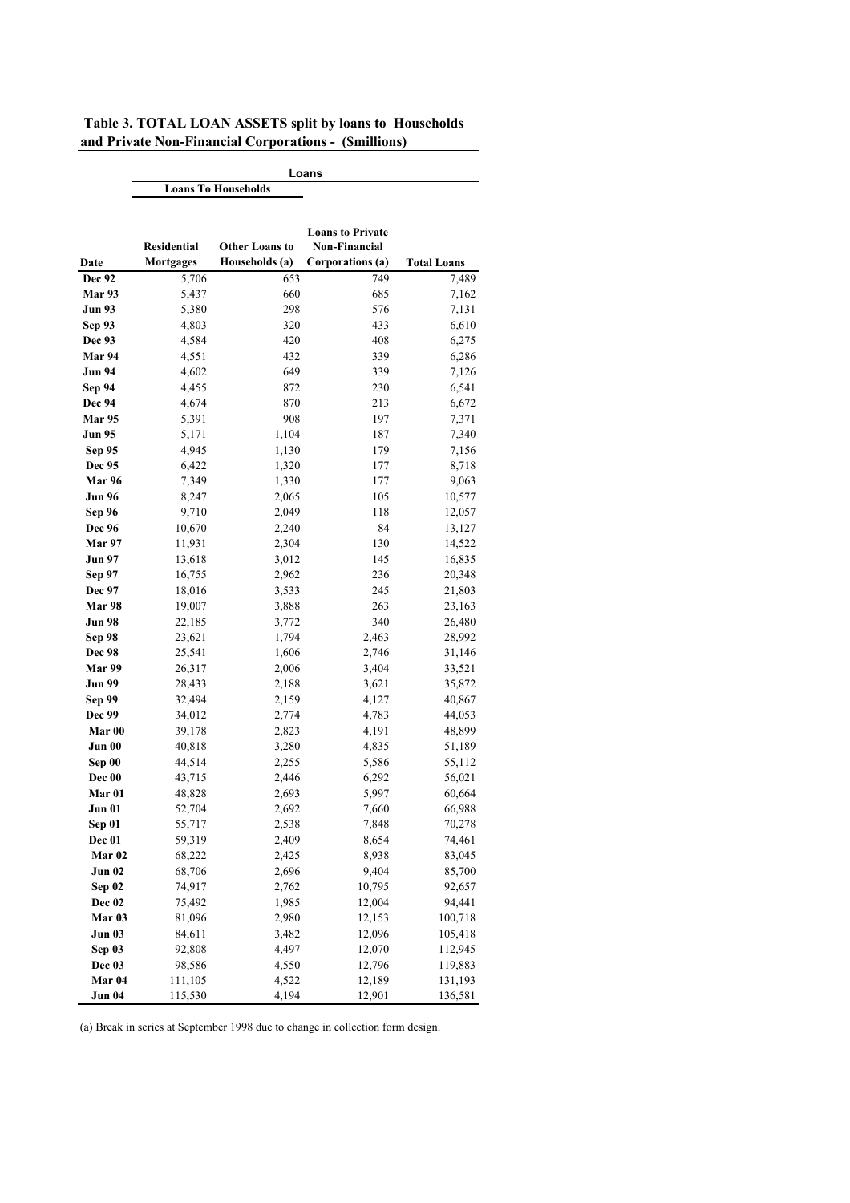**Table 3. TOTAL LOAN ASSETS split by loans to Households and Private Non-Financial Corporations - ($millions)**

| | Loans | | | |
|---|---|---|---|---|
| | Loans To Households | | | |
| Date | Residential Mortgages | Other Loans to Households (a) | Loans to Private Non-Financial Corporations (a) | Total Loans |
| Dec 92 | 5,706 | 653 | 749 | 7,489 |
| Mar 93 | 5,437 | 660 | 685 | 7,162 |
| Jun 93 | 5,380 | 298 | 576 | 7,131 |
| Sep 93 | 4,803 | 320 | 433 | 6,610 |
| Dec 93 | 4,584 | 420 | 408 | 6,275 |
| Mar 94 | 4,551 | 432 | 339 | 6,286 |
| Jun 94 | 4,602 | 649 | 339 | 7,126 |
| Sep 94 | 4,455 | 872 | 230 | 6,541 |
| Dec 94 | 4,674 | 870 | 213 | 6,672 |
| Mar 95 | 5,391 | 908 | 197 | 7,371 |
| Jun 95 | 5,171 | 1,104 | 187 | 7,340 |
| Sep 95 | 4,945 | 1,130 | 179 | 7,156 |
| Dec 95 | 6,422 | 1,320 | 177 | 8,718 |
| Mar 96 | 7,349 | 1,330 | 177 | 9,063 |
| Jun 96 | 8,247 | 2,065 | 105 | 10,577 |
| Sep 96 | 9,710 | 2,049 | 118 | 12,057 |
| Dec 96 | 10,670 | 2,240 | 84 | 13,127 |
| Mar 97 | 11,931 | 2,304 | 130 | 14,522 |
| Jun 97 | 13,618 | 3,012 | 145 | 16,835 |
| Sep 97 | 16,755 | 2,962 | 236 | 20,348 |
| Dec 97 | 18,016 | 3,533 | 245 | 21,803 |
| Mar 98 | 19,007 | 3,888 | 263 | 23,163 |
| Jun 98 | 22,185 | 3,772 | 340 | 26,480 |
| Sep 98 | 23,621 | 1,794 | 2,463 | 28,992 |
| Dec 98 | 25,541 | 1,606 | 2,746 | 31,146 |
| Mar 99 | 26,317 | 2,006 | 3,404 | 33,521 |
| Jun 99 | 28,433 | 2,188 | 3,621 | 35,872 |
| Sep 99 | 32,494 | 2,159 | 4,127 | 40,867 |
| Dec 99 | 34,012 | 2,774 | 4,783 | 44,053 |
| Mar 00 | 39,178 | 2,823 | 4,191 | 48,899 |
| Jun 00 | 40,818 | 3,280 | 4,835 | 51,189 |
| Sep 00 | 44,514 | 2,255 | 5,586 | 55,112 |
| Dec 00 | 43,715 | 2,446 | 6,292 | 56,021 |
| Mar 01 | 48,828 | 2,693 | 5,997 | 60,664 |
| Jun 01 | 52,704 | 2,692 | 7,660 | 66,988 |
| Sep 01 | 55,717 | 2,538 | 7,848 | 70,278 |
| Dec 01 | 59,319 | 2,409 | 8,654 | 74,461 |
| Mar 02 | 68,222 | 2,425 | 8,938 | 83,045 |
| Jun 02 | 68,706 | 2,696 | 9,404 | 85,700 |
| Sep 02 | 74,917 | 2,762 | 10,795 | 92,657 |
| Dec 02 | 75,492 | 1,985 | 12,004 | 94,441 |
| Mar 03 | 81,096 | 2,980 | 12,153 | 100,718 |
| Jun 03 | 84,611 | 3,482 | 12,096 | 105,418 |
| Sep 03 | 92,808 | 4,497 | 12,070 | 112,945 |
| Dec 03 | 98,586 | 4,550 | 12,796 | 119,883 |
| Mar 04 | 111,105 | 4,522 | 12,189 | 131,193 |
| Jun 04 | 115,530 | 4,194 | 12,901 | 136,581 |

(a) Break in series at September 1998 due to change in collection form design.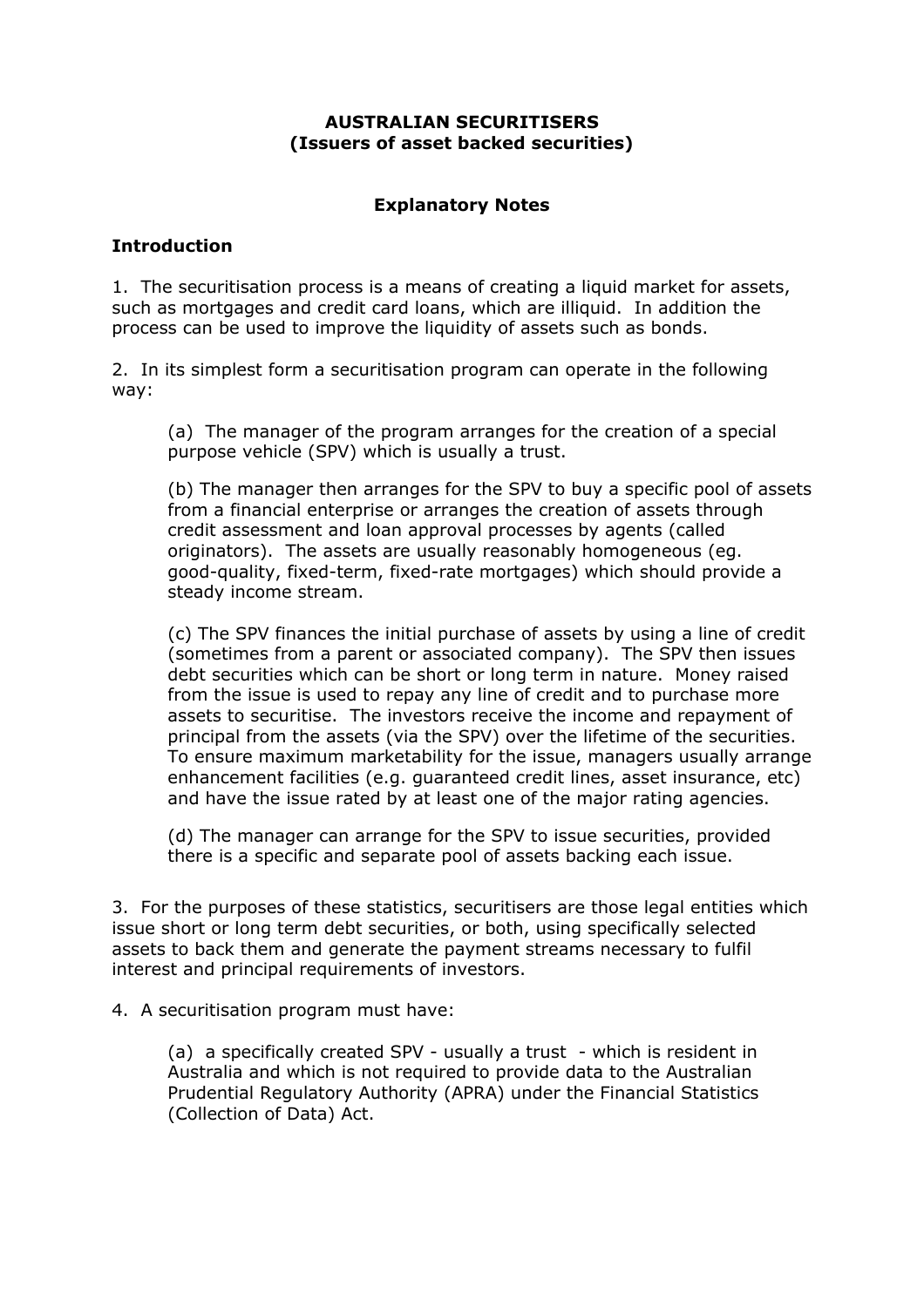**AUSTRALIAN SECURITISERS**
**(Issuers of asset backed securities)**

**Explanatory Notes**

### Introduction

1. The securitisation process is a means of creating a liquid market for assets, such as mortgages and credit card loans, which are illiquid. In addition the process can be used to improve the liquidity of assets such as bonds.

2. In its simplest form a securitisation program can operate in the following way:

(a) The manager of the program arranges for the creation of a special purpose vehicle (SPV) which is usually a trust.

(b) The manager then arranges for the SPV to buy a specific pool of assets from a financial enterprise or arranges the creation of assets through credit assessment and loan approval processes by agents (called originators). The assets are usually reasonably homogeneous (eg. good-quality, fixed-term, fixed-rate mortgages) which should provide a steady income stream.

(c) The SPV finances the initial purchase of assets by using a line of credit (sometimes from a parent or associated company). The SPV then issues debt securities which can be short or long term in nature. Money raised from the issue is used to repay any line of credit and to purchase more assets to securitise. The investors receive the income and repayment of principal from the assets (via the SPV) over the lifetime of the securities. To ensure maximum marketability for the issue, managers usually arrange enhancement facilities (e.g. guaranteed credit lines, asset insurance, etc) and have the issue rated by at least one of the major rating agencies.

(d) The manager can arrange for the SPV to issue securities, provided there is a specific and separate pool of assets backing each issue.

3. For the purposes of these statistics, securitisers are those legal entities which issue short or long term debt securities, or both, using specifically selected assets to back them and generate the payment streams necessary to fulfil interest and principal requirements of investors.

4. A securitisation program must have:

(a) a specifically created SPV - usually a trust - which is resident in Australia and which is not required to provide data to the Australian Prudential Regulatory Authority (APRA) under the Financial Statistics (Collection of Data) Act.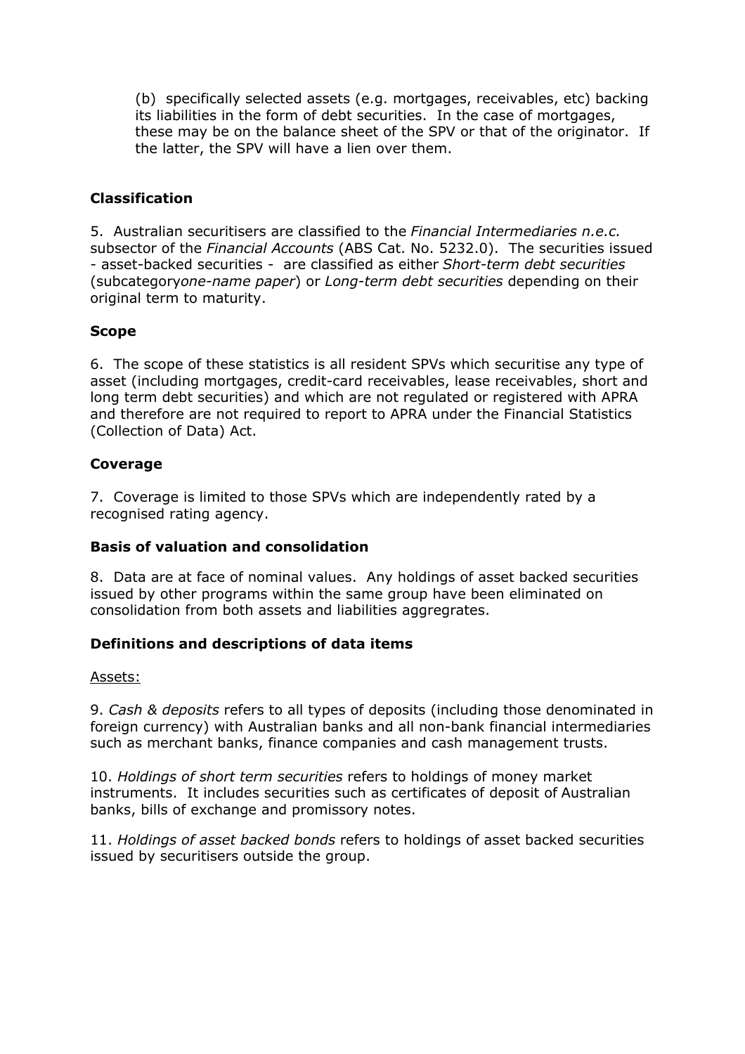(b) specifically selected assets (e.g. mortgages, receivables, etc) backing its liabilities in the form of debt securities. In the case of mortgages, these may be on the balance sheet of the SPV or that of the originator. If the latter, the SPV will have a lien over them.

### Classification

5. Australian securitisers are classified to the *Financial Intermediaries n.e.c.* subsector of the *Financial Accounts* (ABS Cat. No. 5232.0). The securities issued - asset-backed securities - are classified as either *Short-term debt securities* (subcategory*one-name paper*) or *Long-term debt securities* depending on their original term to maturity.

### Scope

6. The scope of these statistics is all resident SPVs which securitise any type of asset (including mortgages, credit-card receivables, lease receivables, short and long term debt securities) and which are not regulated or registered with APRA and therefore are not required to report to APRA under the Financial Statistics (Collection of Data) Act.

### Coverage

7. Coverage is limited to those SPVs which are independently rated by a recognised rating agency.

### Basis of valuation and consolidation

8. Data are at face of nominal values. Any holdings of asset backed securities issued by other programs within the same group have been eliminated on consolidation from both assets and liabilities aggregrates.

### Definitions and descriptions of data items

Assets:

9. *Cash & deposits* refers to all types of deposits (including those denominated in foreign currency) with Australian banks and all non-bank financial intermediaries such as merchant banks, finance companies and cash management trusts.

10. *Holdings of short term securities* refers to holdings of money market instruments. It includes securities such as certificates of deposit of Australian banks, bills of exchange and promissory notes.

11. *Holdings of asset backed bonds* refers to holdings of asset backed securities issued by securitisers outside the group.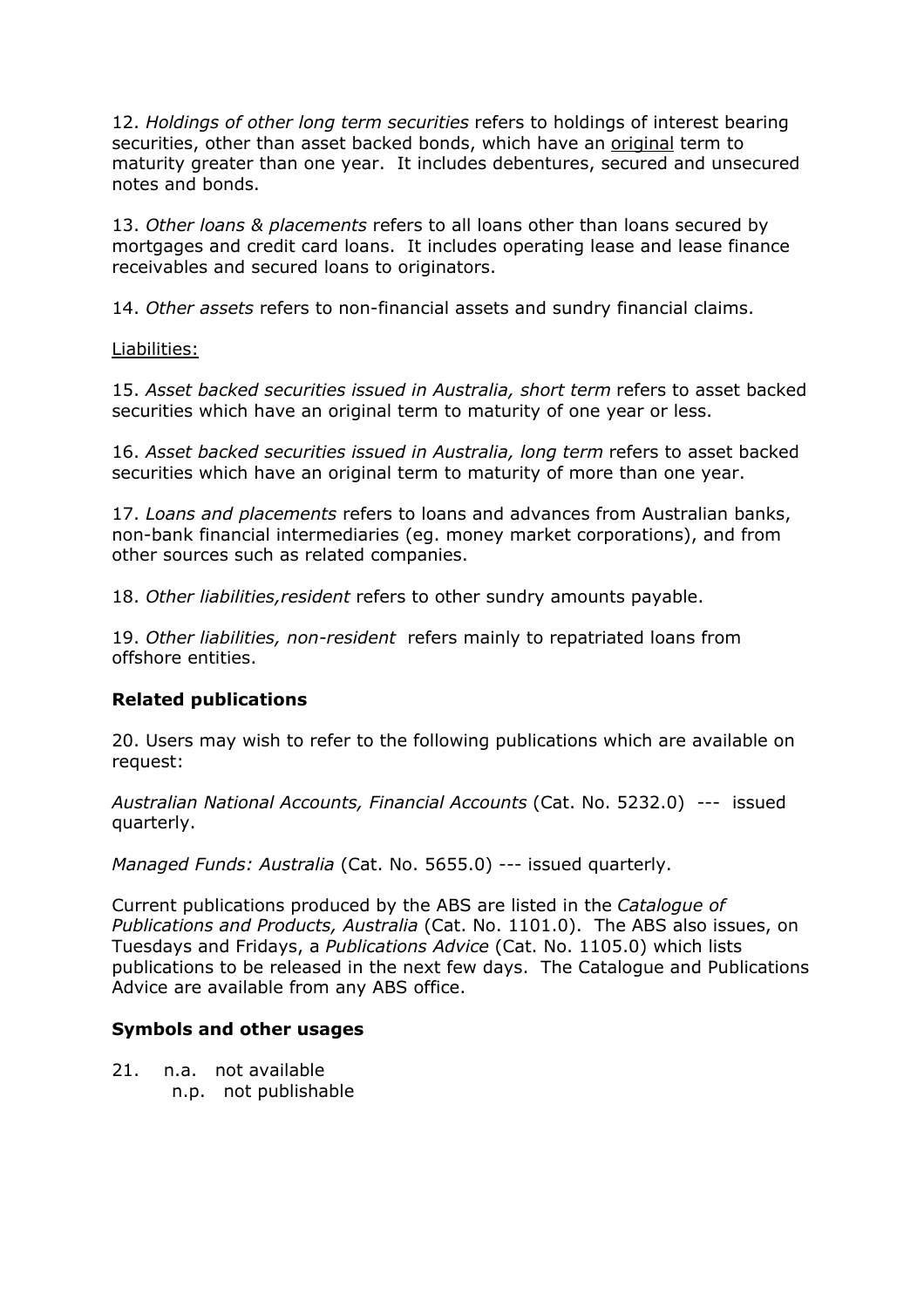12. *Holdings of other long term securities* refers to holdings of interest bearing securities, other than asset backed bonds, which have an original term to maturity greater than one year. It includes debentures, secured and unsecured notes and bonds.

13. *Other loans & placements* refers to all loans other than loans secured by mortgages and credit card loans. It includes operating lease and lease finance receivables and secured loans to originators.

14. *Other assets* refers to non-financial assets and sundry financial claims.

Liabilities:

15. *Asset backed securities issued in Australia, short term* refers to asset backed securities which have an original term to maturity of one year or less.

16. *Asset backed securities issued in Australia, long term* refers to asset backed securities which have an original term to maturity of more than one year.

17. *Loans and placements* refers to loans and advances from Australian banks, non-bank financial intermediaries (eg. money market corporations), and from other sources such as related companies.

18. *Other liabilities,resident* refers to other sundry amounts payable.

19. *Other liabilities, non-resident* refers mainly to repatriated loans from offshore entities.

**Related publications**

20. Users may wish to refer to the following publications which are available on request:

*Australian National Accounts, Financial Accounts* (Cat. No. 5232.0) --- issued quarterly.

*Managed Funds: Australia* (Cat. No. 5655.0) --- issued quarterly.

Current publications produced by the ABS are listed in the *Catalogue of Publications and Products, Australia* (Cat. No. 1101.0). The ABS also issues, on Tuesdays and Fridays, a *Publications Advice* (Cat. No. 1105.0) which lists publications to be released in the next few days. The Catalogue and Publications Advice are available from any ABS office.

**Symbols and other usages**

21. n.a. not available
n.p. not publishable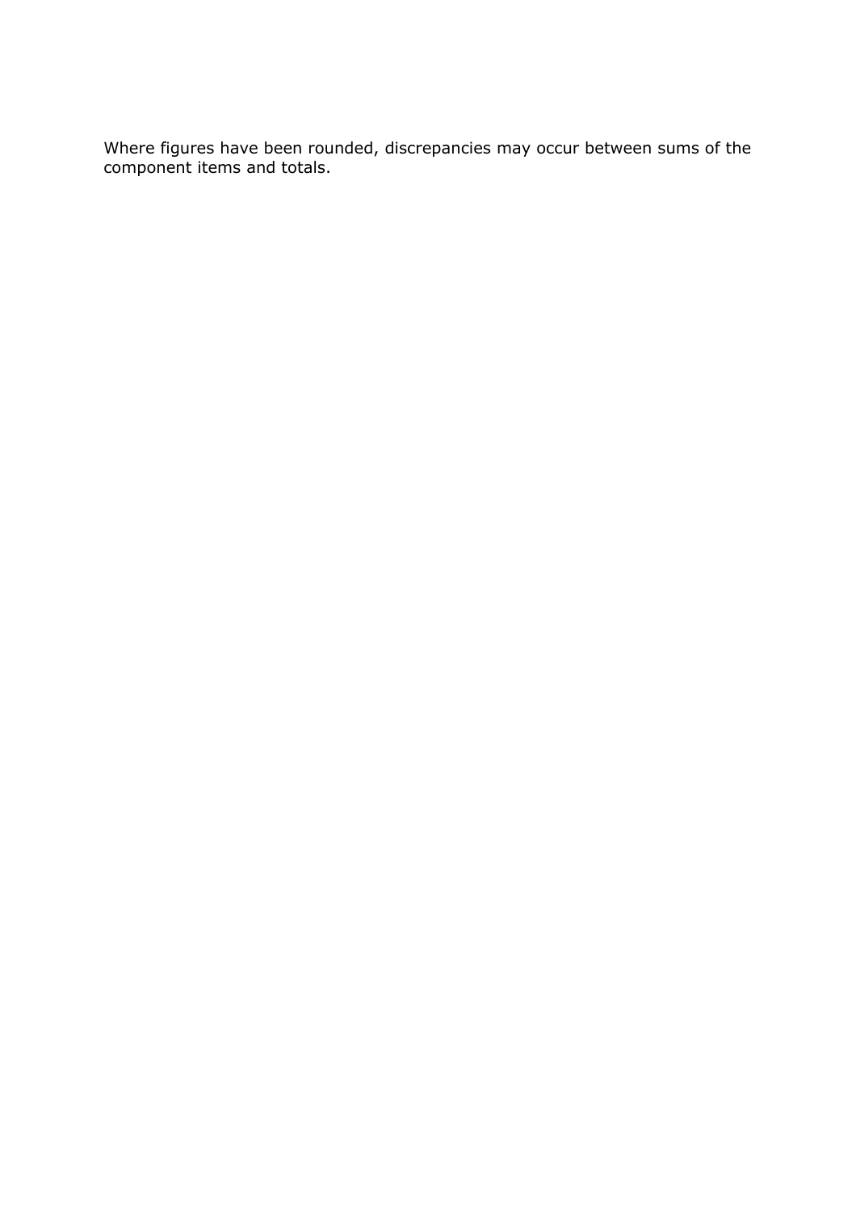Where figures have been rounded, discrepancies may occur between sums of the component items and totals.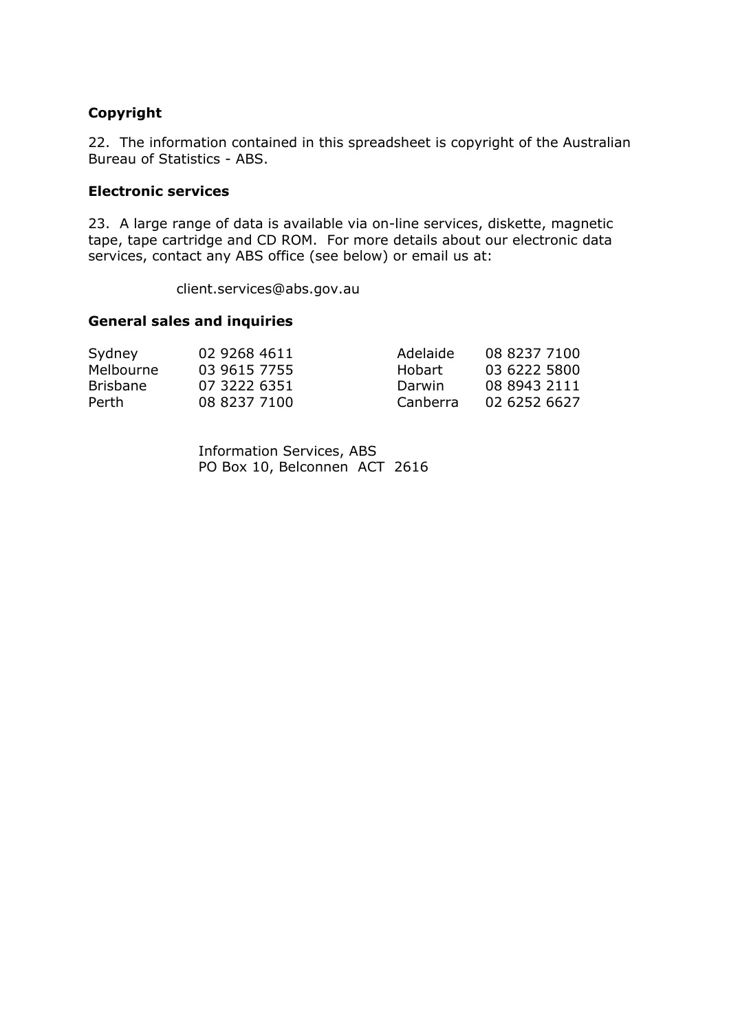**Copyright**

22. The information contained in this spreadsheet is copyright of the Australian Bureau of Statistics - ABS.

**Electronic services**

23. A large range of data is available via on-line services, diskette, magnetic tape, tape cartridge and CD ROM. For more details about our electronic data services, contact any ABS office (see below) or email us at:

client.services@abs.gov.au

**General sales and inquiries**

| | | | |
|---|---|---|---|
| Sydney | 02 9268 4611 | Adelaide | 08 8237 7100 |
| Melbourne | 03 9615 7755 | Hobart | 03 6222 5800 |
| Brisbane | 07 3222 6351 | Darwin | 08 8943 2111 |
| Perth | 08 8237 7100 | Canberra | 02 6252 6627 |

Information Services, ABS
PO Box 10, Belconnen ACT 2616